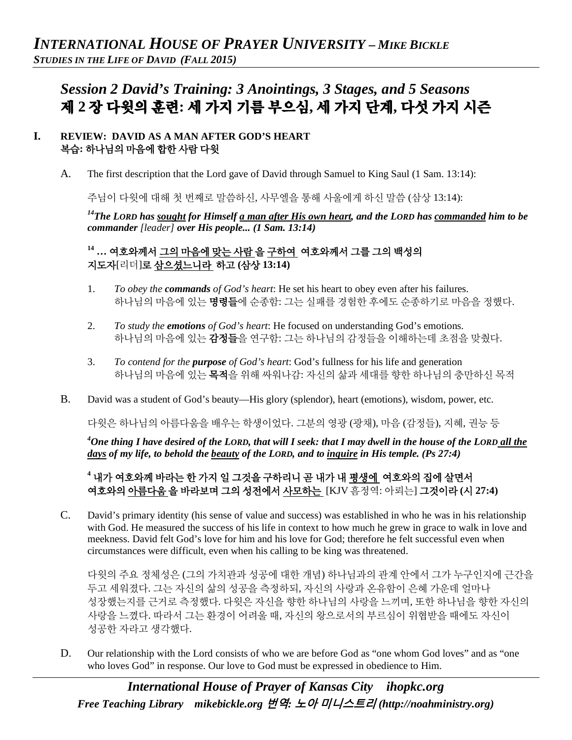# *Session 2 David's Training: 3 Anointings, 3 Stages, and 5 Seasons*
# 제 2 장 다윗의 훈련: 세 가지 기름 부으심, 세 가지 단계, 다섯 가지 시즌

## I. REVIEW: DAVID AS A MAN AFTER GOD'S HEART
## 복습: 하나님의 마음에 합한 사람 다윗

A. The first description that the Lord gave of David through Samuel to King Saul (1 Sam. 13:14):

주님이 다윗에 대해 첫 번째로 말씀하신, 사무엘을 통해 사울에게 하신 말씀 (삼상 13:14):

***[14]The LORD has <u>sought</u> for Himself <u>a man after His own heart</u>, and the LORD has <u>commanded</u> him to be commander [leader] over His people... (1 Sam. 13:14)***

**[14] … 여호와께서 <u>그의 마음에 맞는 사람</u> 을 <u>구하여</u> 여호와께서 그를 그의 백성의 지도자[리더]로 <u>삼으셨느니라</u> 하고 (삼상 13:14)**

1. *To obey the **commands** of God's heart*: He set his heart to obey even after his failures.
   하나님의 마음에 있는 **명령들**에 순종함: 그는 실패를 경험한 후에도 순종하기로 마음을 정했다.

2. *To study the **emotions** of God's heart*: He focused on understanding God's emotions.
   하나님의 마음에 있는 **감정들**을 연구함: 그는 하나님의 감정들을 이해하는데 초점을 맞췄다.

3. *To contend for the **purpose** of God's heart*: God's fullness for his life and generation
   하나님의 마음에 있는 **목적**을 위해 싸워나감: 자신의 삶과 세대를 향한 하나님의 충만하신 목적

B. David was a student of God's beauty—His glory (splendor), heart (emotions), wisdom, power, etc.

다윗은 하나님의 아름다움을 배우는 학생이었다. 그분의 영광 (광채), 마음 (감정들), 지혜, 권능 등

***[4]One thing I have desired of the LORD, that will I seek: that I may dwell in the house of the LORD <u>all the days</u> of my life, to behold the <u>beauty</u> of the LORD, and to <u>inquire</u> in His temple. (Ps 27:4)***

**[4] 내가 여호와께 바라는 한 가지 일 그것을 구하리니 곧 내가 내 <u>평생에</u> 여호와의 집에 살면서 여호와의 <u>아름다움</u> 을 바라보며 그의 성전에서 <u>사모하는</u>** [KJV 흠정역: 아뢰는] **그것이라 (시 27:4)**

C. David's primary identity (his sense of value and success) was established in who he was in his relationship with God. He measured the success of his life in context to how much he grew in grace to walk in love and meekness. David felt God's love for him and his love for God; therefore he felt successful even when circumstances were difficult, even when his calling to be king was threatened.

다윗의 주요 정체성은 (그의 가치관과 성공에 대한 개념) 하나님과의 관계 안에서 그가 누구인지에 근간을 두고 세워졌다. 그는 자신의 삶의 성공을 측정하되, 자신의 사랑과 온유함이 은혜 가운데 얼마나 성장했는지를 근거로 측정했다. 다윗은 자신을 향한 하나님의 사랑을 느끼며, 또한 하나님을 향한 자신의 사랑을 느꼈다. 따라서 그는 환경이 어려울 때, 자신의 왕으로서의 부르심이 위협받을 때에도 자신이 성공한 자라고 생각했다.

D. Our relationship with the Lord consists of who we are before God as "one whom God loves" and as "one who loves God" in response. Our love to God must be expressed in obedience to Him.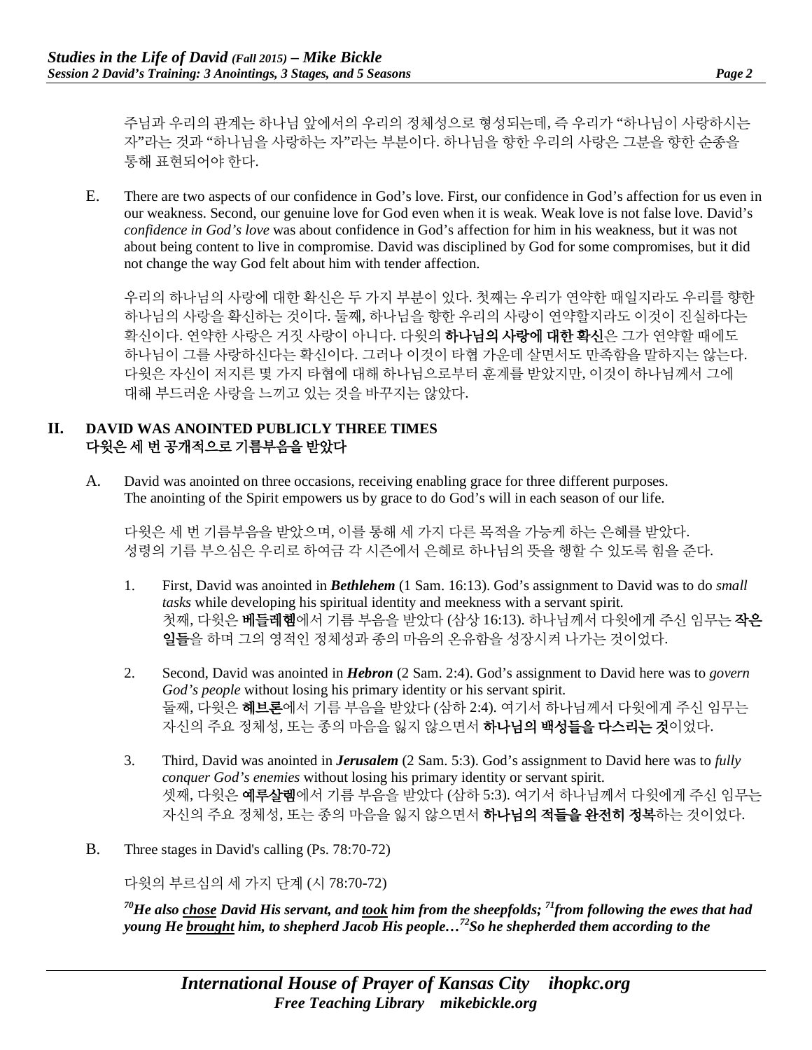주님과 우리의 관계는 하나님 앞에서의 우리의 정체성으로 형성되는데, 즉 우리가 "하나님이 사랑하시는 자"라는 것과 "하나님을 사랑하는 자"라는 부분이다. 하나님을 향한 우리의 사랑은 그분을 향한 순종을 통해 표현되어야 한다.

E. There are two aspects of our confidence in God's love. First, our confidence in God's affection for us even in our weakness. Second, our genuine love for God even when it is weak. Weak love is not false love. David's *confidence in God's love* was about confidence in God's affection for him in his weakness, but it was not about being content to live in compromise. David was disciplined by God for some compromises, but it did not change the way God felt about him with tender affection.

우리의 하나님의 사랑에 대한 확신은 두 가지 부분이 있다. 첫째는 우리가 연약한 때일지라도 우리를 향한 하나님의 사랑을 확신하는 것이다. 둘째, 하나님을 향한 우리의 사랑이 연약할지라도 이것이 진실하다는 확신이다. 연약한 사랑은 거짓 사랑이 아니다. 다윗의 **하나님의 사랑에 대한 확신**은 그가 연약할 때에도 하나님이 그를 사랑하신다는 확신이다. 그러나 이것이 타협 가운데 살면서도 만족함을 말하지는 않는다. 다윗은 자신이 저지른 몇 가지 타협에 대해 하나님으로부터 훈계를 받았지만, 이것이 하나님께서 그에 대해 부드러운 사랑을 느끼고 있는 것을 바꾸지는 않았다.

## II. DAVID WAS ANOINTED PUBLICLY THREE TIMES
## 다윗은 세 번 공개적으로 기름부음을 받았다

A. David was anointed on three occasions, receiving enabling grace for three different purposes. The anointing of the Spirit empowers us by grace to do God's will in each season of our life.

다윗은 세 번 기름부음을 받았으며, 이를 통해 세 가지 다른 목적을 가능케 하는 은혜를 받았다. 성령의 기름 부으심은 우리로 하여금 각 시즌에서 은혜로 하나님의 뜻을 행할 수 있도록 힘을 준다.

1. First, David was anointed in ***Bethlehem*** (1 Sam. 16:13). God's assignment to David was to do *small tasks* while developing his spiritual identity and meekness with a servant spirit.
첫째, 다윗은 **베들레헴**에서 기름 부음을 받았다 (삼상 16:13). 하나님께서 다윗에게 주신 임무는 **작은 일들**을 하며 그의 영적인 정체성과 종의 마음의 온유함을 성장시켜 나가는 것이었다.

2. Second, David was anointed in ***Hebron*** (2 Sam. 2:4). God's assignment to David here was to *govern God's people* without losing his primary identity or his servant spirit.
둘째, 다윗은 **헤브론**에서 기름 부음을 받았다 (삼하 2:4). 여기서 하나님께서 다윗에게 주신 임무는 자신의 주요 정체성, 또는 종의 마음을 잃지 않으면서 **하나님의 백성들을 다스리는 것**이었다.

3. Third, David was anointed in ***Jerusalem*** (2 Sam. 5:3). God's assignment to David here was to *fully conquer God's enemies* without losing his primary identity or servant spirit.
셋째, 다윗은 **예루살렘**에서 기름 부음을 받았다 (삼하 5:3). 여기서 하나님께서 다윗에게 주신 임무는 자신의 주요 정체성, 또는 종의 마음을 잃지 않으면서 **하나님의 적들을 완전히 정복**하는 것이었다.

B. Three stages in David's calling (Ps. 78:70-72)

다윗의 부르심의 세 가지 단계 (시 78:70-72)

***[70]He also <u>chose</u> David His servant, and <u>took</u> him from the sheepfolds; [71]from following the ewes that had young He <u>brought</u> him, to shepherd Jacob His people…[72]So he shepherded them according to the***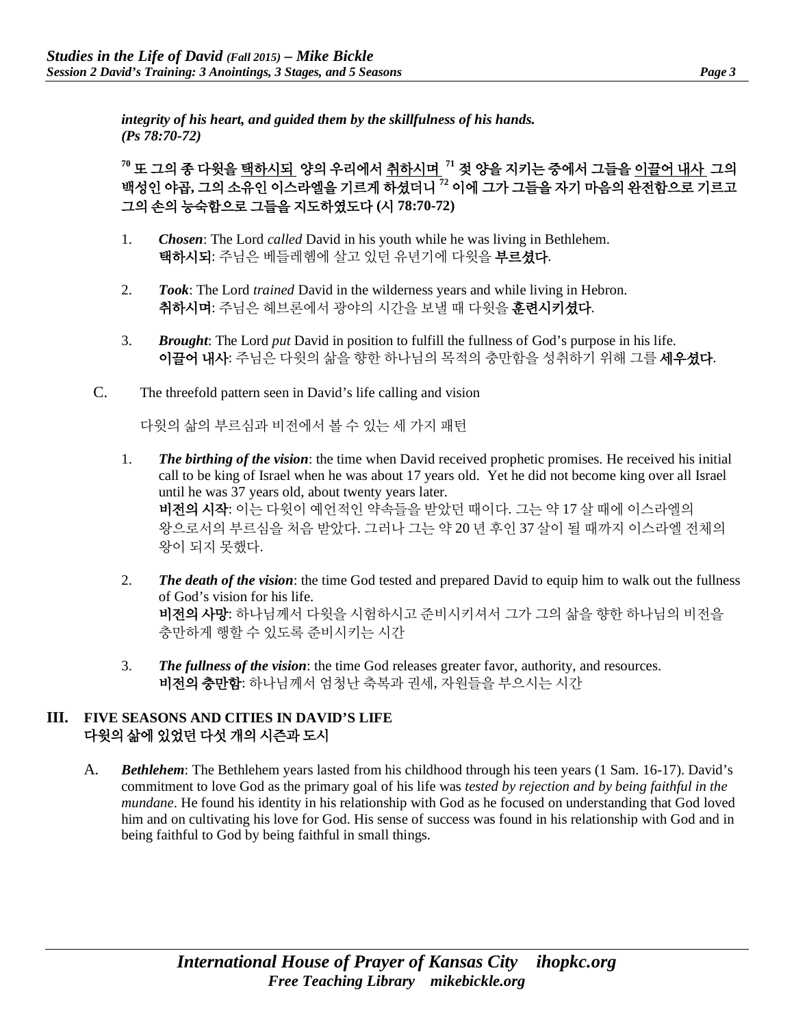***integrity of his heart, and guided them by the skillfulness of his hands. (Ps 78:70-72)***

**[70] 또 그의 종 다윗을 <u>택하시되</u> 양의 우리에서 <u>취하시며</u> [71] 젖 양을 지키는 중에서 그들을 <u>이끌어 내사</u> 그의 백성인 야곱, 그의 소유인 이스라엘을 기르게 하셨더니 [72] 이에 그가 그들을 자기 마음의 완전함으로 기르고 그의 손의 능숙함으로 그들을 지도하였도다 (시 78:70-72)**

1. ***Chosen***: The Lord *called* David in his youth while he was living in Bethlehem.
   **택하시되**: 주님은 베들레헴에 살고 있던 유년기에 다윗을 **부르셨다**.

2. ***Took***: The Lord *trained* David in the wilderness years and while living in Hebron.
   **취하시며**: 주님은 헤브론에서 광야의 시간을 보낼 때 다윗을 **훈련시키셨다**.

3. ***Brought***: The Lord *put* David in position to fulfill the fullness of God's purpose in his life.
   **이끌어 내사**: 주님은 다윗의 삶을 향한 하나님의 목적의 충만함을 성취하기 위해 그를 **세우셨다**.

C. The threefold pattern seen in David's life calling and vision

다윗의 삶의 부르심과 비전에서 볼 수 있는 세 가지 패턴

1. ***The birthing of the vision***: the time when David received prophetic promises. He received his initial call to be king of Israel when he was about 17 years old. Yet he did not become king over all Israel until he was 37 years old, about twenty years later.
   **비전의 시작**: 이는 다윗이 예언적인 약속들을 받았던 때이다. 그는 약 17 살 때에 이스라엘의 왕으로서의 부르심을 처음 받았다. 그러나 그는 약 20 년 후인 37 살이 될 때까지 이스라엘 전체의 왕이 되지 못했다.

2. ***The death of the vision***: the time God tested and prepared David to equip him to walk out the fullness of God's vision for his life.
   **비전의 사망**: 하나님께서 다윗을 시험하시고 준비시키셔서 그가 그의 삶을 향한 하나님의 비전을 충만하게 행할 수 있도록 준비시키는 시간

3. ***The fullness of the vision***: the time God releases greater favor, authority, and resources.
   **비전의 충만함**: 하나님께서 엄청난 축복과 권세, 자원들을 부으시는 시간

## III. FIVE SEASONS AND CITIES IN DAVID'S LIFE
## 다윗의 삶에 있었던 다섯 개의 시즌과 도시

A. ***Bethlehem***: The Bethlehem years lasted from his childhood through his teen years (1 Sam. 16-17). David's commitment to love God as the primary goal of his life was *tested by rejection and by being faithful in the mundane*. He found his identity in his relationship with God as he focused on understanding that God loved him and on cultivating his love for God. His sense of success was found in his relationship with God and in being faithful to God by being faithful in small things.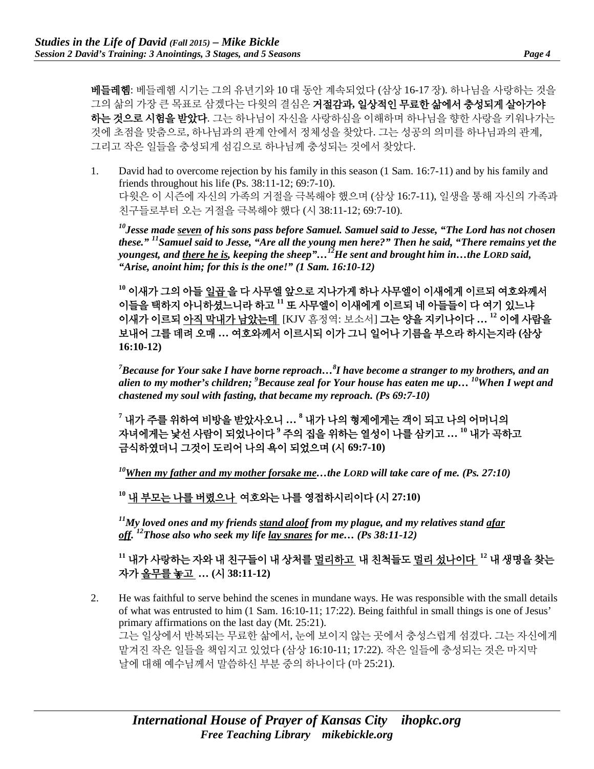**베들레헴**: 베들레헴 시기는 그의 유년기와 10 대 동안 계속되었다 (삼상 16-17 장). 하나님을 사랑하는 것을 그의 삶의 가장 큰 목표로 삼겠다는 다윗의 결심은 **거절감과, 일상적인 무료한 삶에서 충성되게 살아가야 하는 것으로 시험을 받았다**. 그는 하나님이 자신을 사랑하심을 이해하며 하나님을 향한 사랑을 키워나가는 것에 초점을 맞춤으로, 하나님과의 관계 안에서 정체성을 찾았다. 그는 성공의 의미를 하나님과의 관계, 그리고 작은 일들을 충성되게 섬김으로 하나님께 충성되는 것에서 찾았다.

1. David had to overcome rejection by his family in this season (1 Sam. 16:7-11) and by his family and friends throughout his life (Ps. 38:11-12; 69:7-10).
다윗은 이 시즌에 자신의 가족의 거절을 극복해야 했으며 (삼상 16:7-11), 일생을 통해 자신의 가족과 친구들로부터 오는 거절을 극복해야 했다 (시 38:11-12; 69:7-10).

***[10]Jesse made <u>seven</u> of his sons pass before Samuel. Samuel said to Jesse, "The Lord has not chosen these." [11]Samuel said to Jesse, "Are all the young men here?" Then he said, "There remains yet the youngest, and <u>there he is</u>, keeping the sheep"…[12]He sent and brought him in…the LORD said, "Arise, anoint him; for this is the one!" (1 Sam. 16:10-12)***

**[10] 이새가 그의 아들 <u>일곱</u> 을 다 사무엘 앞으로 지나가게 하나 사무엘이 이새에게 이르되 여호와께서 이들을 택하지 아니하셨느니라 하고 [11] 또 사무엘이 이새에게 이르되 네 아들들이 다 여기 있느냐 이새가 이르되 <u>아직 막내가 남았는데</u>** [KJV 흠정역: 보소서] **그는 양을 지키나이다 … [12] 이에 사람을 보내어 그를 데려 오매 … 여호와께서 이르시되 이가 그니 일어나 기름을 부으라 하시는지라 (삼상 16:10-12)**

***[7]Because for Your sake I have borne reproach…[8]I have become a stranger to my brothers, and an alien to my mother's children; [9]Because zeal for Your house has eaten me up… [10]When I wept and chastened my soul with fasting, that became my reproach. (Ps 69:7-10)***

**[7] 내가 주를 위하여 비방을 받았사오니 … [8] 내가 나의 형제에게는 객이 되고 나의 어머니의 자녀에게는 낯선 사람이 되었나이다 [9] 주의 집을 위하는 열성이 나를 삼키고 … [10] 내가 곡하고 금식하였더니 그것이 도리어 나의 욕이 되었으며 (시 69:7-10)**

***[10]<u>When my father and my mother forsake me</u>…the LORD will take care of me. (Ps. 27:10)***

**[10] <u>내 부모는 나를 버렸으나</u> 여호와는 나를 영접하시리이다 (시 27:10)**

***[11]My loved ones and my friends <u>stand aloof</u> from my plague, and my relatives stand <u>afar off</u>. [12]Those also who seek my life <u>lay snares</u> for me… (Ps 38:11-12)***

**[11] 내가 사랑하는 자와 내 친구들이 내 상처를 <u>멀리하고</u> 내 친척들도 <u>멀리 섰나이다</u> [12] 내 생명을 찾는 자가 <u>올무를 놓고</u> … (시 38:11-12)**

2. He was faithful to serve behind the scenes in mundane ways. He was responsible with the small details of what was entrusted to him (1 Sam. 16:10-11; 17:22). Being faithful in small things is one of Jesus' primary affirmations on the last day (Mt. 25:21).
그는 일상에서 반복되는 무료한 삶에서, 눈에 보이지 않는 곳에서 충성스럽게 섬겼다. 그는 자신에게 맡겨진 작은 일들을 책임지고 있었다 (삼상 16:10-11; 17:22). 작은 일들에 충성되는 것은 마지막 날에 대해 예수님께서 말씀하신 부분 중의 하나이다 (마 25:21).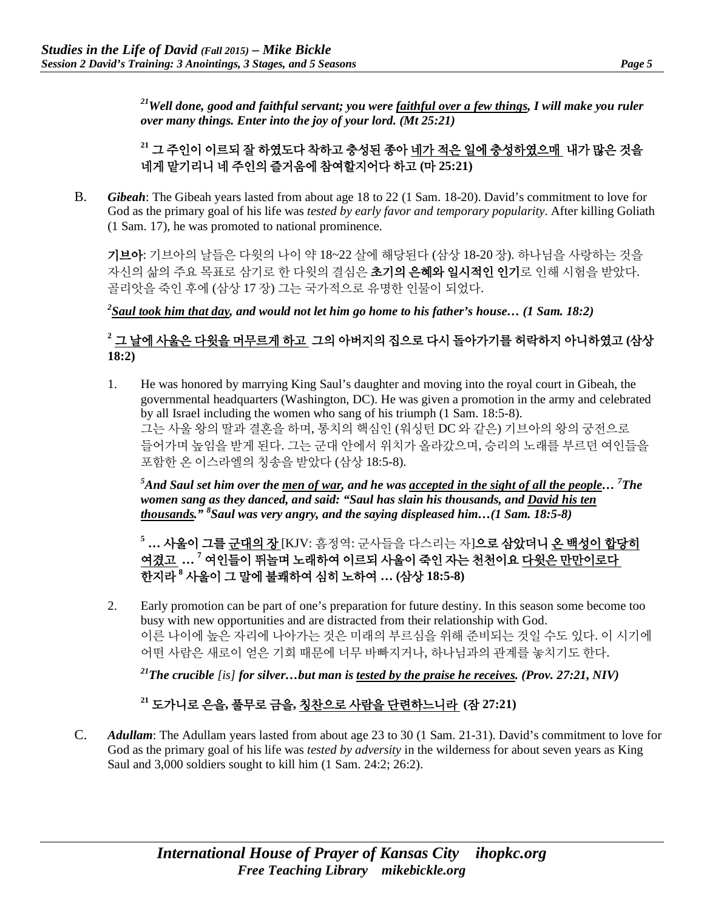*[21]Well done, good and faithful servant; you were faithful over a few things, I will make you ruler over many things. Enter into the joy of your lord. (Mt 25:21)*

**[21] 그 주인이 이르되 잘 하였도다 착하고 충성된 종아 네가 적은 일에 충성하였으매 내가 많은 것을 네게 맡기리니 네 주인의 즐거움에 참여할지어다 하고 (마 25:21)**

B. ***Gibeah***: The Gibeah years lasted from about age 18 to 22 (1 Sam. 18-20). David's commitment to love for God as the primary goal of his life was *tested by early favor and temporary popularity*. After killing Goliath (1 Sam. 17), he was promoted to national prominence.

**기브아**: 기브아의 날들은 다윗의 나이 약 18~22 살에 해당된다 (삼상 18-20 장). 하나님을 사랑하는 것을 자신의 삶의 주요 목표로 삼기로 한 다윗의 결심은 **초기의 은혜와 일시적인 인기**로 인해 시험을 받았다. 골리앗을 죽인 후에 (삼상 17 장) 그는 국가적으로 유명한 인물이 되었다.

***[2]Saul took him that day, and would not let him go home to his father's house… (1 Sam. 18:2)***

**[2] 그 날에 사울은 다윗을 머무르게 하고 그의 아버지의 집으로 다시 돌아가기를 허락하지 아니하였고 (삼상 18:2)**

1. He was honored by marrying King Saul's daughter and moving into the royal court in Gibeah, the governmental headquarters (Washington, DC). He was given a promotion in the army and celebrated by all Israel including the women who sang of his triumph (1 Sam. 18:5-8).
   그는 사울 왕의 딸과 결혼을 하며, 통치의 핵심인 (워싱턴 DC 와 같은) 기브아의 왕의 궁전으로 들어가며 높임을 받게 된다. 그는 군대 안에서 위치가 올라갔으며, 승리의 노래를 부르던 여인들을 포함한 온 이스라엘의 칭송을 받았다 (삼상 18:5-8).

   ***[5]And Saul set him over the men of war, and he was accepted in the sight of all the people… [7]The women sang as they danced, and said: "Saul has slain his thousands, and David his ten thousands." [8]Saul was very angry, and the saying displeased him…(1 Sam. 18:5-8)***

   **[5] … 사울이 그를 군대의 장** [KJV: 흠정역: 군사들을 다스리는 자]**으로 삼았더니 온 백성이 합당히 여겼고 … [7] 여인들이 뛰놀며 노래하여 이르되 사울이 죽인 자는 천천이요 다윗은 만만이로다 한지라 [8] 사울이 그 말에 불쾌하여 심히 노하여 … (삼상 18:5-8)**

2. Early promotion can be part of one's preparation for future destiny. In this season some become too busy with new opportunities and are distracted from their relationship with God.
   이른 나이에 높은 자리에 나아가는 것은 미래의 부르심을 위해 준비되는 것일 수도 있다. 이 시기에 어떤 사람은 새로이 얻은 기회 때문에 너무 바빠지거나, 하나님과의 관계를 놓치기도 한다.

   ***[21]The crucible** [is] **for silver…but man is tested by the praise he receives. (Prov. 27:21, NIV)***

   **[21] 도가니로 은을, 풀무로 금을, 칭찬으로 사람을 단련하느니라 (잠 27:21)**

C. ***Adullam***: The Adullam years lasted from about age 23 to 30 (1 Sam. 21-31). David's commitment to love for God as the primary goal of his life was *tested by adversity* in the wilderness for about seven years as King Saul and 3,000 soldiers sought to kill him (1 Sam. 24:2; 26:2).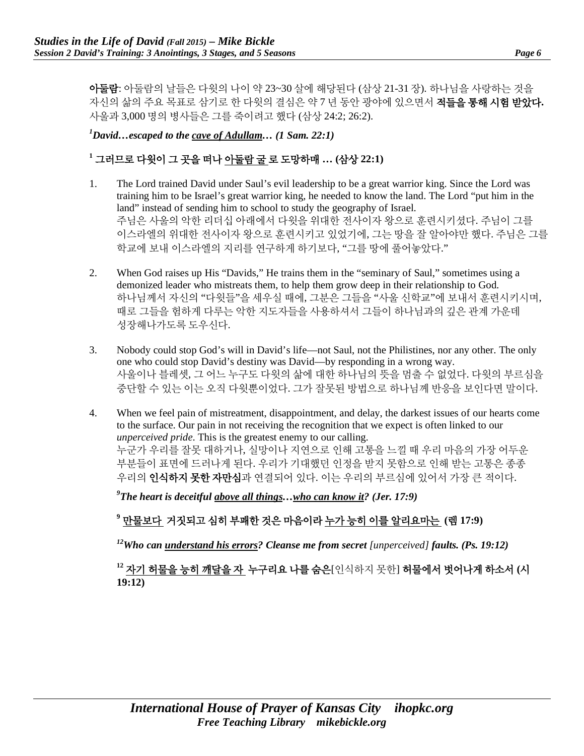**아둘람**: 아둘람의 날들은 다윗의 나이 약 23~30 살에 해당된다 (삼상 21-31 장). 하나님을 사랑하는 것을 자신의 삶의 주요 목표로 삼기로 한 다윗의 결심은 약 7 년 동안 광야에 있으면서 **적들을 통해 시험 받았다.** 사울과 3,000 명의 병사들은 그를 죽이려고 했다 (삼상 24:2; 26:2).

***[1]David…escaped to the <u>cave of Adullam</u>… (1 Sam. 22:1)***

**[1] 그러므로 다윗이 그 곳을 떠나 <u>아둘람 굴</u> 로 도망하매 … (삼상 22:1)**

1. The Lord trained David under Saul's evil leadership to be a great warrior king. Since the Lord was training him to be Israel's great warrior king, he needed to know the land. The Lord "put him in the land" instead of sending him to school to study the geography of Israel.
   주님은 사울의 악한 리더십 아래에서 다윗을 위대한 전사이자 왕으로 훈련시키셨다. 주님이 그를 이스라엘의 위대한 전사이자 왕으로 훈련시키고 있었기에, 그는 땅을 잘 알아야만 했다. 주님은 그를 학교에 보내 이스라엘의 지리를 연구하게 하기보다, "그를 땅에 풀어놓았다."

2. When God raises up His "Davids," He trains them in the "seminary of Saul," sometimes using a demonized leader who mistreats them, to help them grow deep in their relationship to God.
   하나님께서 자신의 "다윗들"을 세우실 때에, 그분은 그들을 "사울 신학교"에 보내서 훈련시키시며, 때로 그들을 험하게 다루는 악한 지도자들을 사용하셔서 그들이 하나님과의 깊은 관계 가운데 성장해나가도록 도우신다.

3. Nobody could stop God's will in David's life—not Saul, not the Philistines, nor any other. The only one who could stop David's destiny was David—by responding in a wrong way.
   사울이나 블레셋, 그 어느 누구도 다윗의 삶에 대한 하나님의 뜻을 멈출 수 없었다. 다윗의 부르심을 중단할 수 있는 이는 오직 다윗뿐이었다. 그가 잘못된 방법으로 하나님께 반응을 보인다면 말이다.

4. When we feel pain of mistreatment, disappointment, and delay, the darkest issues of our hearts come to the surface. Our pain in not receiving the recognition that we expect is often linked to our *unperceived pride*. This is the greatest enemy to our calling.
   누군가 우리를 잘못 대하거나, 실망이나 지연으로 인해 고통을 느낄 때 우리 마음의 가장 어두운 부분들이 표면에 드러나게 된다. 우리가 기대했던 인정을 받지 못함으로 인해 받는 고통은 종종 우리의 **인식하지 못한 자만심**과 연결되어 있다. 이는 우리의 부르심에 있어서 가장 큰 적이다.

   ***[9]The heart is deceitful <u>above all things</u>…<u>who can know it</u>? (Jer. 17:9)***

   **[9] <u>만물보다</u> 거짓되고 심히 부패한 것은 마음이라 <u>누가 능히 이를 알리요마는</u> (렘 17:9)**

   ***[12]Who can <u>understand his errors</u>? Cleanse me from secret** [unperceived] **faults. (Ps. 19:12)***

   **[12] <u>자기 허물을 능히 깨달을 자</u> 누구리요 나를 숨은**[인식하지 못한] **허물에서 벗어나게 하소서 (시 19:12)**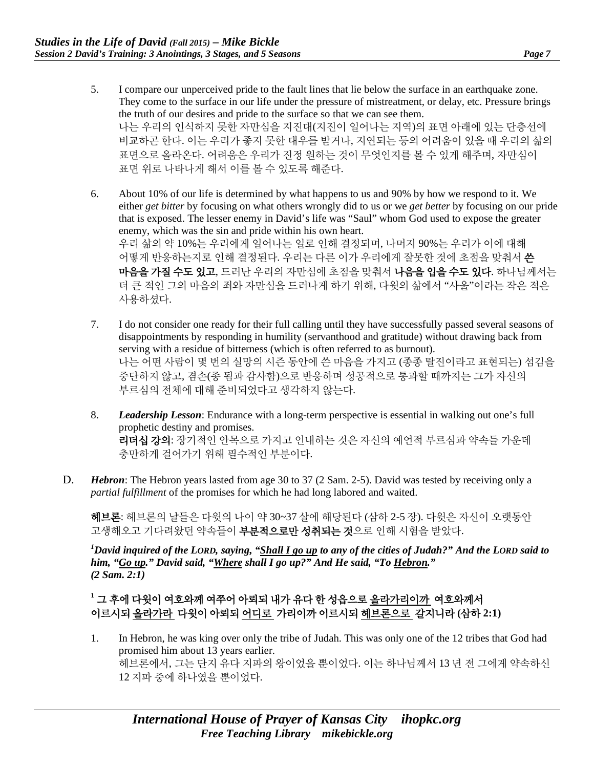5. I compare our unperceived pride to the fault lines that lie below the surface in an earthquake zone. They come to the surface in our life under the pressure of mistreatment, or delay, etc. Pressure brings the truth of our desires and pride to the surface so that we can see them.
나는 우리의 인식하지 못한 자만심을 지진대(지진이 일어나는 지역)의 표면 아래에 있는 단층선에 비교하곤 한다. 이는 우리가 좋지 못한 대우를 받거나, 지연되는 등의 어려움이 있을 때 우리의 삶의 표면으로 올라온다. 어려움은 우리가 진정 원하는 것이 무엇인지를 볼 수 있게 해주며, 자만심이 표면 위로 나타나게 해서 이를 볼 수 있도록 해준다.

6. About 10% of our life is determined by what happens to us and 90% by how we respond to it. We either *get bitter* by focusing on what others wrongly did to us or we *get better* by focusing on our pride that is exposed. The lesser enemy in David's life was "Saul" whom God used to expose the greater enemy, which was the sin and pride within his own heart.
우리 삶의 약 10%는 우리에게 일어나는 일로 인해 결정되며, 나머지 90%는 우리가 이에 대해 어떻게 반응하는지로 인해 결정된다. 우리는 다른 이가 우리에게 잘못한 것에 초점을 맞춰서 **쓴 마음을 가질 수도 있고**, 드러난 우리의 자만심에 초점을 맞춰서 **나음을 입을 수도 있다**. 하나님께서는 더 큰 적인 그의 마음의 죄와 자만심을 드러나게 하기 위해, 다윗의 삶에서 "사울"이라는 작은 적은 사용하셨다.

7. I do not consider one ready for their full calling until they have successfully passed several seasons of disappointments by responding in humility (servanthood and gratitude) without drawing back from serving with a residue of bitterness (which is often referred to as burnout).
나는 어떤 사람이 몇 번의 실망의 시즌 동안에 쓴 마음을 가지고 (종종 탈진이라고 표현되는) 섬김을 중단하지 않고, 겸손(종 됨과 감사함)으로 반응하며 성공적으로 통과할 때까지는 그가 자신의 부르심의 전체에 대해 준비되었다고 생각하지 않는다.

8. ***Leadership Lesson***: Endurance with a long-term perspective is essential in walking out one's full prophetic destiny and promises.
**리더십 강의**: 장기적인 안목으로 가지고 인내하는 것은 자신의 예언적 부르심과 약속들 가운데 충만하게 걸어가기 위해 필수적인 부분이다.

D. ***Hebron***: The Hebron years lasted from age 30 to 37 (2 Sam. 2-5). David was tested by receiving only a *partial fulfillment* of the promises for which he had long labored and waited.

**헤브론**: 헤브론의 날들은 다윗의 나이 약 30~37 살에 해당된다 (삼하 2-5 장). 다윗은 자신이 오랫동안 고생해오고 기다려왔던 약속들이 **부분적으로만 성취되는 것**으로 인해 시험을 받았다.

***[1]David inquired of the LORD, saying, "<u>Shall I go up</u> to any of the cities of Judah?" And the LORD said to him, "<u>Go up</u>." David said, "<u>Where</u> shall I go up?" And He said, "To <u>Hebron</u>." (2 Sam. 2:1)***

**[1] 그 후에 다윗이 여호와께 여쭈어 아뢰되 내가 유다 한 성읍으로 <u>올라가리이까</u> 여호와께서 이르시되 <u>올라가라</u> 다윗이 아뢰되 <u>어디로</u> 가리이까 이르시되 <u>헤브론으로</u> 갈지니라 (삼하 2:1)**

1. In Hebron, he was king over only the tribe of Judah. This was only one of the 12 tribes that God had promised him about 13 years earlier.
헤브론에서, 그는 단지 유다 지파의 왕이었을 뿐이었다. 이는 하나님께서 13 년 전 그에게 약속하신 12 지파 중에 하나였을 뿐이었다.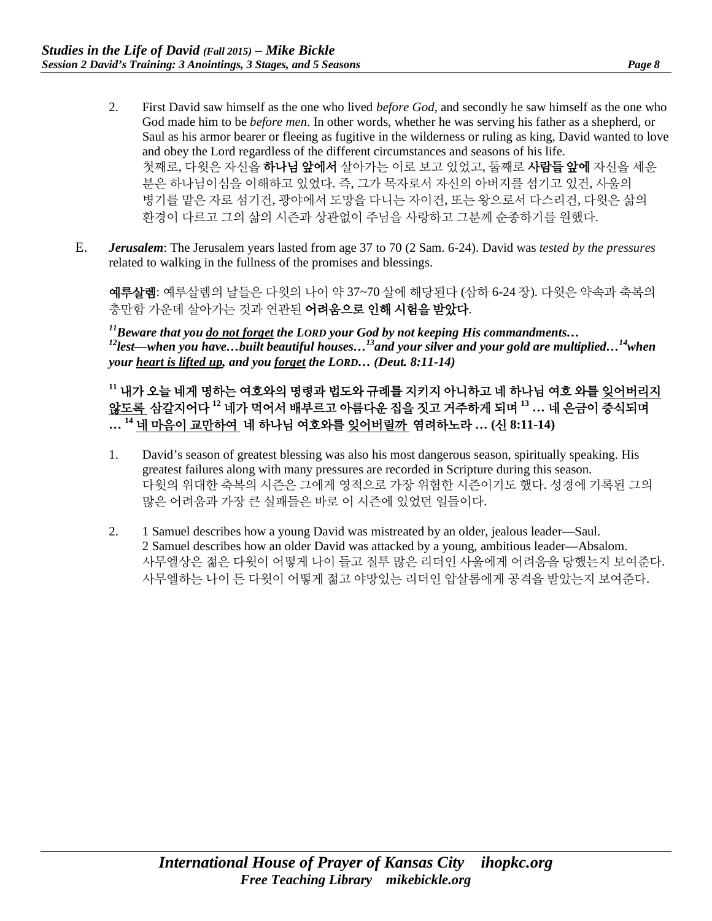2. First David saw himself as the one who lived *before God*, and secondly he saw himself as the one who God made him to be *before men*. In other words, whether he was serving his father as a shepherd, or Saul as his armor bearer or fleeing as fugitive in the wilderness or ruling as king, David wanted to love and obey the Lord regardless of the different circumstances and seasons of his life.
   첫째로, 다윗은 자신을 **하나님 앞에서** 살아가는 이로 보고 있었고, 둘째로 **사람들 앞에** 자신을 세운 분은 하나님이심을 이해하고 있었다. 즉, 그가 목자로서 자신의 아버지를 섬기고 있건, 사울의 병기를 맡은 자로 섬기건, 광야에서 도망을 다니는 자이건, 또는 왕으로서 다스리건, 다윗은 삶의 환경이 다르고 그의 삶의 시즌과 상관없이 주님을 사랑하고 그분께 순종하기를 원했다.

E. ***Jerusalem***: The Jerusalem years lasted from age 37 to 70 (2 Sam. 6-24). David was *tested by the pressures* related to walking in the fullness of the promises and blessings.

**예루살렘**: 예루살렘의 날들은 다윗의 나이 약 37~70 살에 해당된다 (삼하 6-24 장). 다윗은 약속과 축복의 충만함 가운데 살아가는 것과 연관된 **어려움으로 인해 시험을 받았다**.

***[11]Beware that you <u>do not forget</u> the LORD your God by not keeping His commandments… [12]lest—when you have…built beautiful houses…[13]and your silver and your gold are multiplied…[14]when your <u>heart is lifted up</u>, and you <u>forget</u> the LORD… (Deut. 8:11-14)***

**[11] 내가 오늘 네게 명하는 여호와의 명령과 법도와 규례를 지키지 아니하고 네 하나님 여호와를 <u>잊어버리지 않도록</u> 삼갈지어다 [12] 네가 먹어서 배부르고 아름다운 집을 짓고 거주하게 되며 [13] … 네 은금이 증식되며 … [14] <u>네 마음이 교만하여</u> 네 하나님 여호와를 <u>잊어버릴까</u> 염려하노라 … (신 8:11-14)**

1. David's season of greatest blessing was also his most dangerous season, spiritually speaking. His greatest failures along with many pressures are recorded in Scripture during this season.
   다윗의 위대한 축복의 시즌은 그에게 영적으로 가장 위험한 시즌이기도 했다. 성경에 기록된 그의 많은 어려움과 가장 큰 실패들은 바로 이 시즌에 있었던 일들이다.

2. 1 Samuel describes how a young David was mistreated by an older, jealous leader—Saul.
   2 Samuel describes how an older David was attacked by a young, ambitious leader—Absalom.
   사무엘상은 젊은 다윗이 어떻게 나이 들고 질투 많은 리더인 사울에게 어려움을 당했는지 보여준다.
   사무엘하는 나이 든 다윗이 어떻게 젊고 야망있는 리더인 압살롬에게 공격을 받았는지 보여준다.